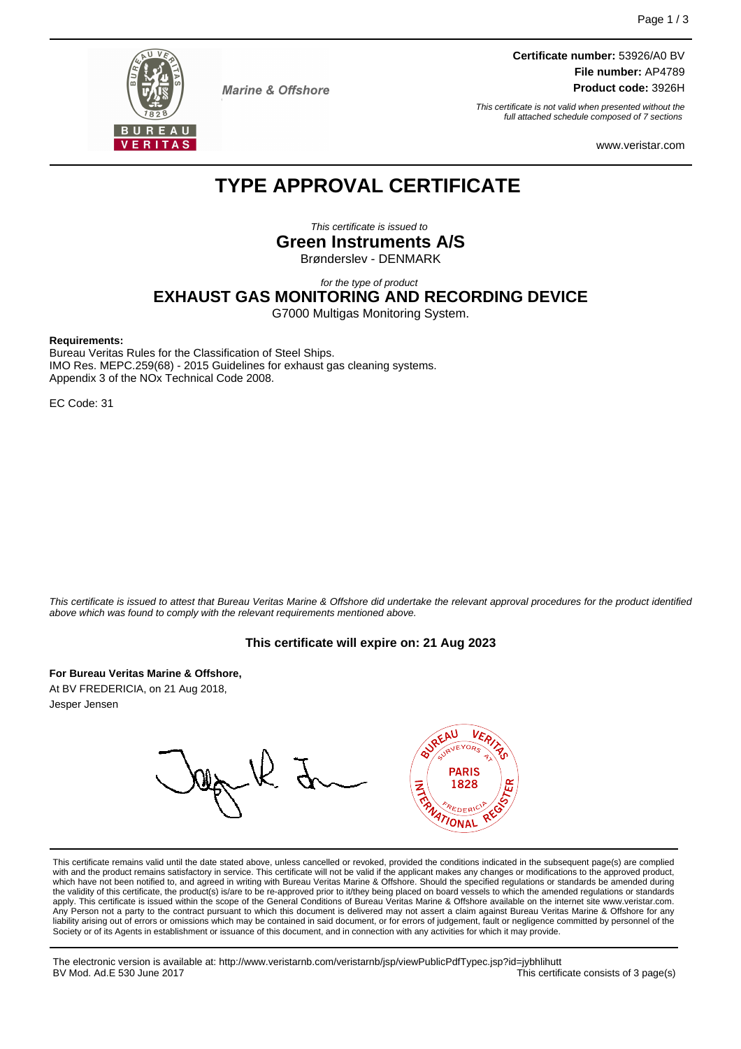Marine & Offshore

**Certificate number:** 53926/A0 BV
**File number:** AP4789
**Product code:** 3926H

*This certificate is not valid when presented without the full attached schedule composed of 7 sections*

www.veristar.com

# TYPE APPROVAL CERTIFICATE

*This certificate is issued to*

**Green Instruments A/S**

Brønderslev - DENMARK

*for the type of product*

**EXHAUST GAS MONITORING AND RECORDING DEVICE**

G7000 Multigas Monitoring System.

**Requirements:**

Bureau Veritas Rules for the Classification of Steel Ships.
IMO Res. MEPC.259(68) - 2015 Guidelines for exhaust gas cleaning systems.
Appendix 3 of the NOx Technical Code 2008.

EC Code: 31

*This certificate is issued to attest that Bureau Veritas Marine & Offshore did undertake the relevant approval procedures for the product identified above which was found to comply with the relevant requirements mentioned above.*

**This certificate will expire on: 21 Aug 2023**

**For Bureau Veritas Marine & Offshore,**
At BV FREDERICIA, on 21 Aug 2018,
Jesper Jensen

BUREAU VERITAS SURVEYORS AT PARIS 1828 FREDERICIA INTERNATIONAL REGISTER

This certificate remains valid until the date stated above, unless cancelled or revoked, provided the conditions indicated in the subsequent page(s) are complied with and the product remains satisfactory in service. This certificate will not be valid if the applicant makes any changes or modifications to the approved product, which have not been notified to, and agreed in writing with Bureau Veritas Marine & Offshore. Should the specified regulations or standards be amended during the validity of this certificate, the product(s) is/are to be re-approved prior to it/they being placed on board vessels to which the amended regulations or standards apply. This certificate is issued within the scope of the General Conditions of Bureau Veritas Marine & Offshore available on the internet site www.veristar.com. Any Person not a party to the contract pursuant to which this document is delivered may not assert a claim against Bureau Veritas Marine & Offshore for any liability arising out of errors or omissions which may be contained in said document, or for errors of judgement, fault or negligence committed by personnel of the Society or of its Agents in establishment or issuance of this document, and in connection with any activities for which it may provide.

The electronic version is available at: http://www.veristarnb.com/veristarnb/jsp/viewPublicPdfTypec.jsp?id=jybhlihutt
BV Mod. Ad.E 530 June 2017

This certificate consists of 3 page(s)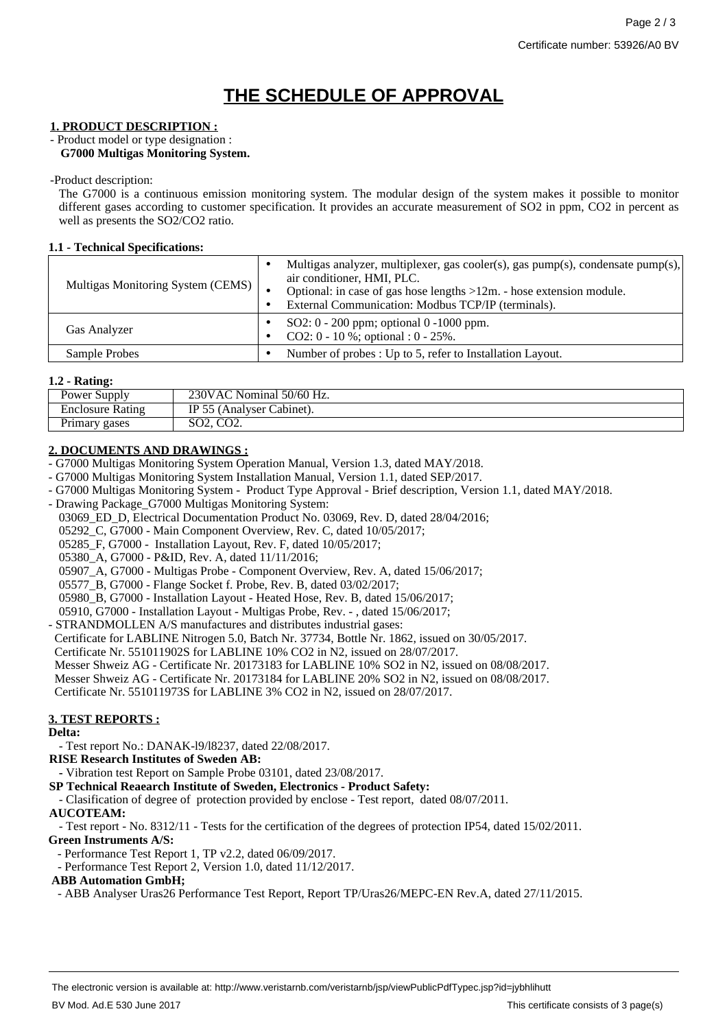Certificate number: 53926/A0 BV

# THE SCHEDULE OF APPROVAL

## 1. PRODUCT DESCRIPTION :

- Product model or type designation :
  **G7000 Multigas Monitoring System.**

-Product description:

The G7000 is a continuous emission monitoring system. The modular design of the system makes it possible to monitor different gases according to customer specification. It provides an accurate measurement of $SO_2$ in ppm, $CO_2$ in percent as well as presents the $SO_2/CO_2$ ratio.

### 1.1 - Technical Specifications:

| | |
|---|---|
| Multigas Monitoring System (CEMS) | • Multigas analyzer, multiplexer, gas cooler(s), gas pump(s), condensate pump(s), air conditioner, HMI, PLC.<br>• Optional: in case of gas hose lengths >12m. - hose extension module.<br>• External Communication: Modbus TCP/IP (terminals). |
| Gas Analyzer | • $SO_2$: 0 - 200 ppm; optional 0 -1000 ppm.<br>• $CO_2$: 0 - 10 %; optional : 0 - 25%. |
| Sample Probes | • Number of probes : Up to 5, refer to Installation Layout. |

### 1.2 - Rating:

| | |
|---|---|
| Power Supply | 230VAC Nominal 50/60 Hz. |
| Enclosure Rating | IP 55 (Analyser Cabinet). |
| Primary gases | $SO_2$, $CO_2$. |

## 2. DOCUMENTS AND DRAWINGS :

- G7000 Multigas Monitoring System Operation Manual, Version 1.3, dated MAY/2018.
- G7000 Multigas Monitoring System Installation Manual, Version 1.1, dated SEP/2017.
- G7000 Multigas Monitoring System - Product Type Approval - Brief description, Version 1.1, dated MAY/2018.
- Drawing Package_G7000 Multigas Monitoring System:
  - 03069_ED_D, Electrical Documentation Product No. 03069, Rev. D, dated 28/04/2016;
  - 05292_C, G7000 - Main Component Overview, Rev. C, dated 10/05/2017;
  - 05285_F, G7000 - Installation Layout, Rev. F, dated 10/05/2017;
  - 05380_A, G7000 - P&ID, Rev. A, dated 11/11/2016;
  - 05907_A, G7000 - Multigas Probe - Component Overview, Rev. A, dated 15/06/2017;
  - 05577_B, G7000 - Flange Socket f. Probe, Rev. B, dated 03/02/2017;
  - 05980_B, G7000 - Installation Layout - Heated Hose, Rev. B, dated 15/06/2017;
  - 05910, G7000 - Installation Layout - Multigas Probe, Rev. - , dated 15/06/2017;
- STRANDMOLLEN A/S manufactures and distributes industrial gases:
  - Certificate for LABLINE Nitrogen 5.0, Batch Nr. 37734, Bottle Nr. 1862, issued on 30/05/2017.
  - Certificate Nr. 551011902S for LABLINE 10% $CO_2$ in $N_2$, issued on 28/07/2017.
  - Messer Shweiz AG - Certificate Nr. 20173183 for LABLINE 10% $SO_2$ in $N_2$, issued on 08/08/2017.
  - Messer Shweiz AG - Certificate Nr. 20173184 for LABLINE 20% $SO_2$ in $N_2$, issued on 08/08/2017.
  - Certificate Nr. 551011973S for LABLINE 3% $CO_2$ in $N_2$, issued on 28/07/2017.

## 3. TEST REPORTS :

**Delta:**

- Test report No.: DANAK-l9/l8237, dated 22/08/2017.

**RISE Research Institutes of Sweden AB:**

- Vibration test Report on Sample Probe 03101, dated 23/08/2017.

**SP Technical Reaearch Institute of Sweden, Electronics - Product Safety:**

- Clasification of degree of protection provided by enclose - Test report, dated 08/07/2011.

**AUCOTEAM:**

- Test report - No. 8312/11 - Tests for the certification of the degrees of protection IP54, dated 15/02/2011.

**Green Instruments A/S:**

- Performance Test Report 1, TP v2.2, dated 06/09/2017.
- Performance Test Report 2, Version 1.0, dated 11/12/2017.

**ABB Automation GmbH;**

- ABB Analyser Uras26 Performance Test Report, Report TP/Uras26/MEPC-EN Rev.A, dated 27/11/2015.

The electronic version is available at: http://www.veristarnb.com/veristarnb/jsp/viewPublicPdfTypec.jsp?id=jybhlihutt

BV Mod. Ad.E 530 June 2017 — This certificate consists of 3 page(s)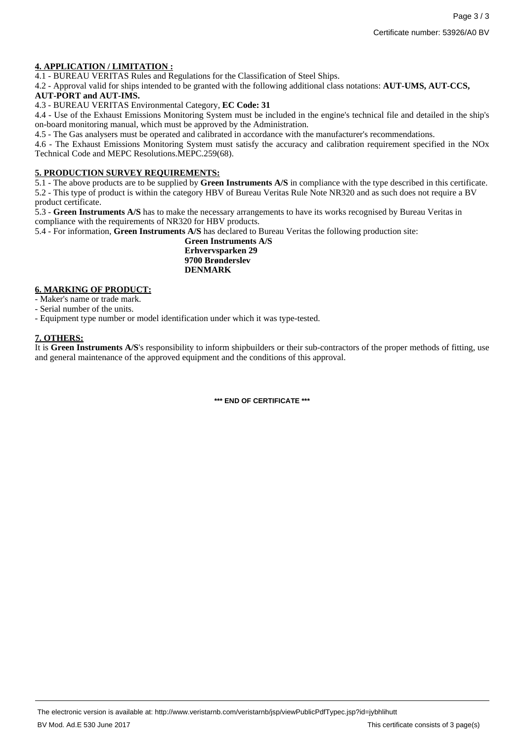## 4. APPLICATION / LIMITATION :

4.1 - BUREAU VERITAS Rules and Regulations for the Classification of Steel Ships.

4.2 - Approval valid for ships intended to be granted with the following additional class notations: **AUT-UMS, AUT-CCS, AUT-PORT and AUT-IMS.**

4.3 - BUREAU VERITAS Environmental Category, **EC Code: 31**

4.4 - Use of the Exhaust Emissions Monitoring System must be included in the engine's technical file and detailed in the ship's on-board monitoring manual, which must be approved by the Administration.

4.5 - The Gas analysers must be operated and calibrated in accordance with the manufacturer's recommendations.

4.6 - The Exhaust Emissions Monitoring System must satisfy the accuracy and calibration requirement specified in the NOx Technical Code and MEPC Resolutions.MEPC.259(68).

## 5. PRODUCTION SURVEY REQUIREMENTS:

5.1 - The above products are to be supplied by **Green Instruments A/S** in compliance with the type described in this certificate.

5.2 - This type of product is within the category HBV of Bureau Veritas Rule Note NR320 and as such does not require a BV product certificate.

5.3 - **Green Instruments A/S** has to make the necessary arrangements to have its works recognised by Bureau Veritas in compliance with the requirements of NR320 for HBV products.

5.4 - For information, **Green Instruments A/S** has declared to Bureau Veritas the following production site:

**Green Instruments A/S**
**Erhvervsparken 29**
**9700 Brønderslev**
**DENMARK**

## 6. MARKING OF PRODUCT:

- Maker's name or trade mark.
- Serial number of the units.
- Equipment type number or model identification under which it was type-tested.

## 7. OTHERS:

It is **Green Instruments A/S**'s responsibility to inform shipbuilders or their sub-contractors of the proper methods of fitting, use and general maintenance of the approved equipment and the conditions of this approval.

**\*\*\* END OF CERTIFICATE \*\*\***

The electronic version is available at: http://www.veristarnb.com/veristarnb/jsp/viewPublicPdfTypec.jsp?id=jybhlihutt

BV Mod. Ad.E 530 June 2017

This certificate consists of 3 page(s)